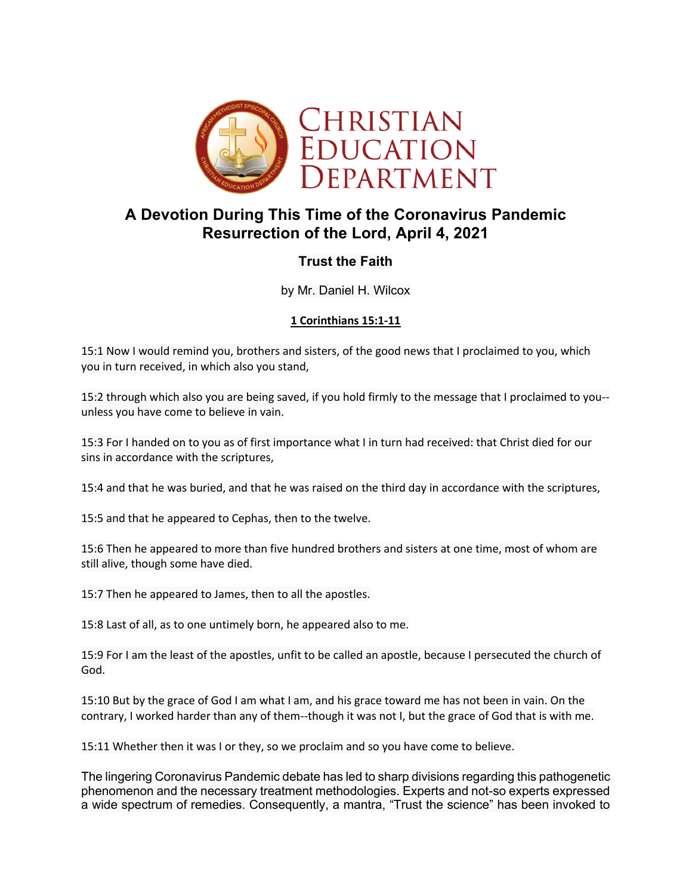# CHRISTIAN EDUCATION DEPARTMENT

## A Devotion During This Time of the Coronavirus Pandemic
## Resurrection of the Lord, April 4, 2021

### Trust the Faith

by Mr. Daniel H. Wilcox

**1 Corinthians 15:1-11**

15:1 Now I would remind you, brothers and sisters, of the good news that I proclaimed to you, which you in turn received, in which also you stand,

15:2 through which also you are being saved, if you hold firmly to the message that I proclaimed to you--unless you have come to believe in vain.

15:3 For I handed on to you as of first importance what I in turn had received: that Christ died for our sins in accordance with the scriptures,

15:4 and that he was buried, and that he was raised on the third day in accordance with the scriptures,

15:5 and that he appeared to Cephas, then to the twelve.

15:6 Then he appeared to more than five hundred brothers and sisters at one time, most of whom are still alive, though some have died.

15:7 Then he appeared to James, then to all the apostles.

15:8 Last of all, as to one untimely born, he appeared also to me.

15:9 For I am the least of the apostles, unfit to be called an apostle, because I persecuted the church of God.

15:10 But by the grace of God I am what I am, and his grace toward me has not been in vain. On the contrary, I worked harder than any of them--though it was not I, but the grace of God that is with me.

15:11 Whether then it was I or they, so we proclaim and so you have come to believe.

The lingering Coronavirus Pandemic debate has led to sharp divisions regarding this pathogenetic phenomenon and the necessary treatment methodologies. Experts and not-so experts expressed a wide spectrum of remedies. Consequently, a mantra, "Trust the science" has been invoked to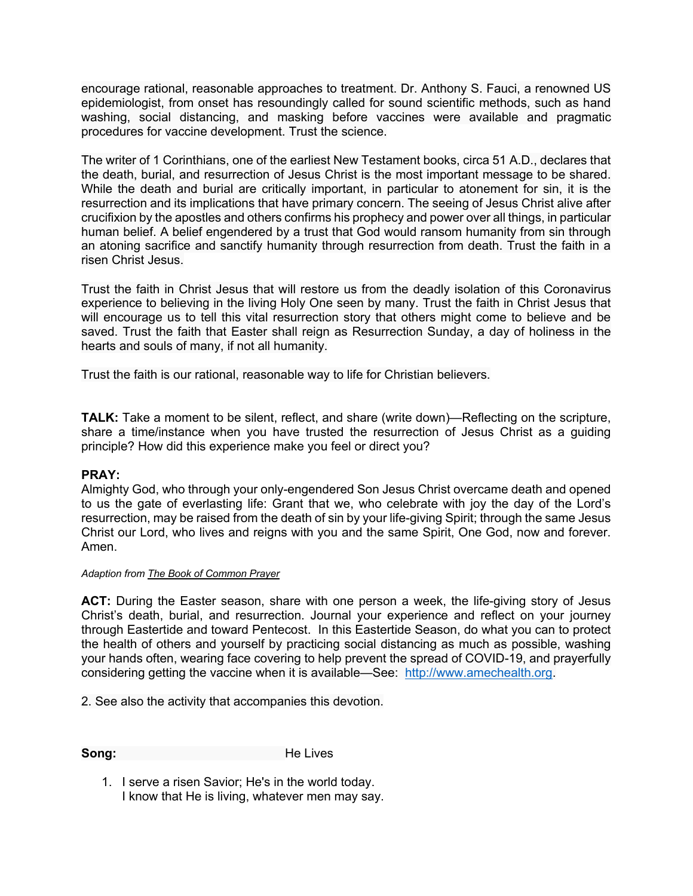encourage rational, reasonable approaches to treatment. Dr. Anthony S. Fauci, a renowned US epidemiologist, from onset has resoundingly called for sound scientific methods, such as hand washing, social distancing, and masking before vaccines were available and pragmatic procedures for vaccine development. Trust the science.

The writer of 1 Corinthians, one of the earliest New Testament books, circa 51 A.D., declares that the death, burial, and resurrection of Jesus Christ is the most important message to be shared. While the death and burial are critically important, in particular to atonement for sin, it is the resurrection and its implications that have primary concern. The seeing of Jesus Christ alive after crucifixion by the apostles and others confirms his prophecy and power over all things, in particular human belief. A belief engendered by a trust that God would ransom humanity from sin through an atoning sacrifice and sanctify humanity through resurrection from death. Trust the faith in a risen Christ Jesus.

Trust the faith in Christ Jesus that will restore us from the deadly isolation of this Coronavirus experience to believing in the living Holy One seen by many. Trust the faith in Christ Jesus that will encourage us to tell this vital resurrection story that others might come to believe and be saved. Trust the faith that Easter shall reign as Resurrection Sunday, a day of holiness in the hearts and souls of many, if not all humanity.

Trust the faith is our rational, reasonable way to life for Christian believers.

**TALK:** Take a moment to be silent, reflect, and share (write down)—Reflecting on the scripture, share a time/instance when you have trusted the resurrection of Jesus Christ as a guiding principle? How did this experience make you feel or direct you?

**PRAY:**
Almighty God, who through your only-engendered Son Jesus Christ overcame death and opened to us the gate of everlasting life: Grant that we, who celebrate with joy the day of the Lord's resurrection, may be raised from the death of sin by your life-giving Spirit; through the same Jesus Christ our Lord, who lives and reigns with you and the same Spirit, One God, now and forever. Amen.

*Adaption from The Book of Common Prayer*

**ACT:** During the Easter season, share with one person a week, the life-giving story of Jesus Christ's death, burial, and resurrection. Journal your experience and reflect on your journey through Eastertide and toward Pentecost. In this Eastertide Season, do what you can to protect the health of others and yourself by practicing social distancing as much as possible, washing your hands often, wearing face covering to help prevent the spread of COVID-19, and prayerfully considering getting the vaccine when it is available—See: [http://www.amechealth.org](http://www.amechealth.org).

2. See also the activity that accompanies this devotion.

**Song:** He Lives

1. I serve a risen Savior; He's in the world today.
   I know that He is living, whatever men may say.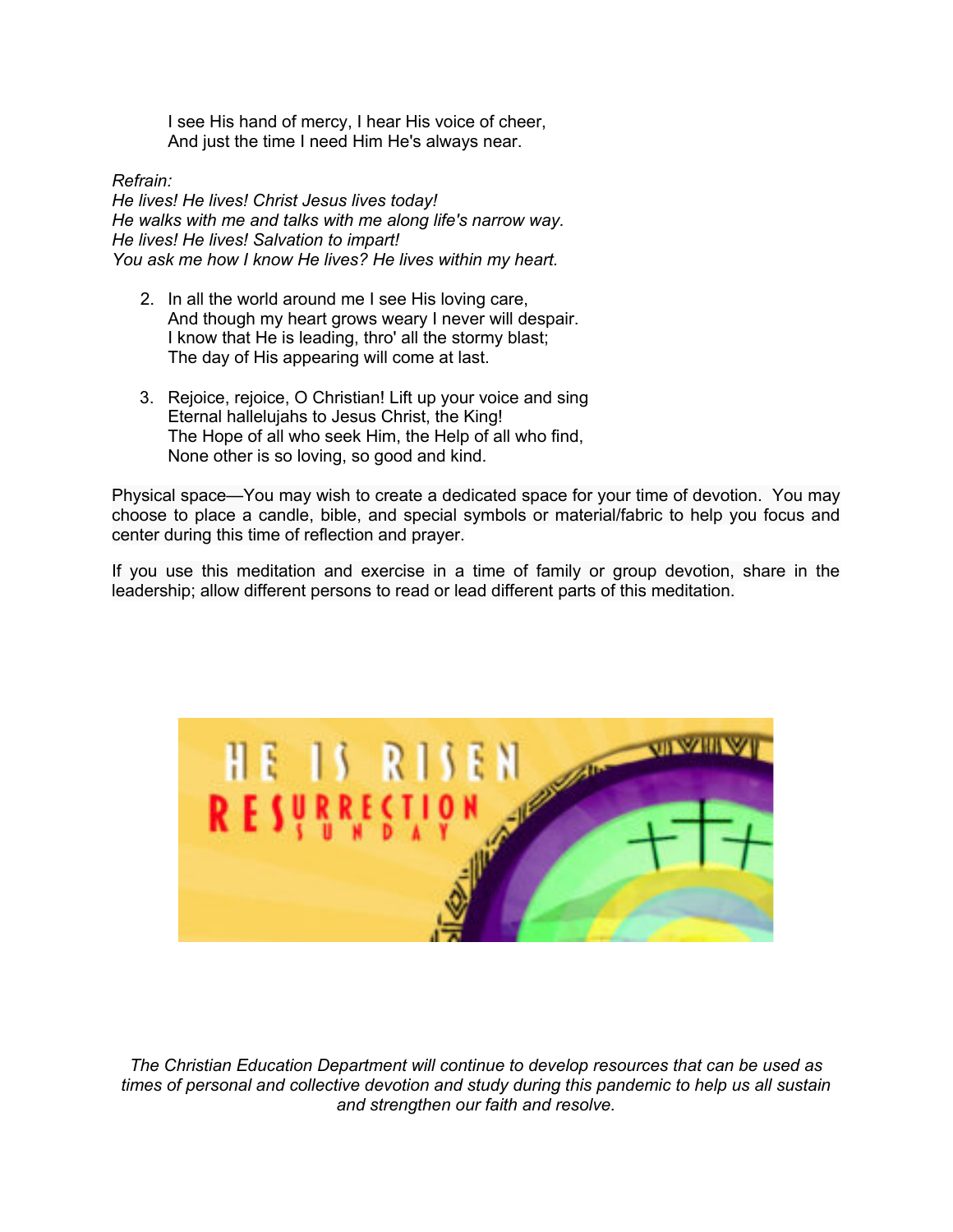I see His hand of mercy, I hear His voice of cheer,
And just the time I need Him He's always near.

*Refrain:*
*He lives! He lives! Christ Jesus lives today!*
*He walks with me and talks with me along life's narrow way.*
*He lives! He lives! Salvation to impart!*
*You ask me how I know He lives? He lives within my heart.*

2. In all the world around me I see His loving care,
   And though my heart grows weary I never will despair.
   I know that He is leading, thro' all the stormy blast;
   The day of His appearing will come at last.

3. Rejoice, rejoice, O Christian! Lift up your voice and sing
   Eternal hallelujahs to Jesus Christ, the King!
   The Hope of all who seek Him, the Help of all who find,
   None other is so loving, so good and kind.

Physical space—You may wish to create a dedicated space for your time of devotion. You may choose to place a candle, bible, and special symbols or material/fabric to help you focus and center during this time of reflection and prayer.

If you use this meditation and exercise in a time of family or group devotion, share in the leadership; allow different persons to read or lead different parts of this meditation.

HE IS RISEN
RESURRECTION
SUNDAY

*The Christian Education Department will continue to develop resources that can be used as times of personal and collective devotion and study during this pandemic to help us all sustain and strengthen our faith and resolve.*